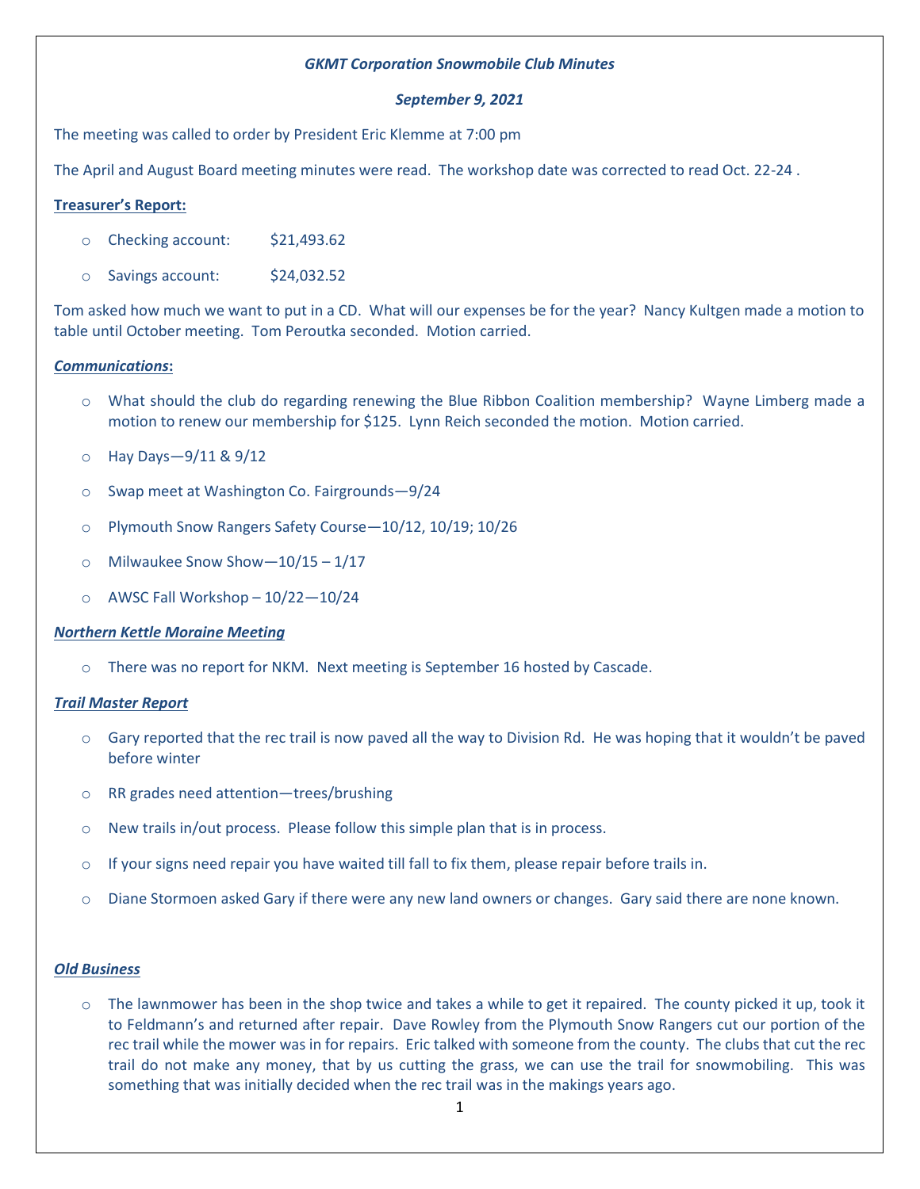***GKMT Corporation Snowmobile Club Minutes***

***September 9, 2021***

The meeting was called to order by President Eric Klemme at 7:00 pm

The April and August Board meeting minutes were read. The workshop date was corrected to read Oct. 22-24 .

**Treasurer's Report:**

- Checking account: $21,493.62
- Savings account: $24,032.52

Tom asked how much we want to put in a CD. What will our expenses be for the year? Nancy Kultgen made a motion to table until October meeting. Tom Peroutka seconded. Motion carried.

***Communications*:**

- What should the club do regarding renewing the Blue Ribbon Coalition membership? Wayne Limberg made a motion to renew our membership for $125. Lynn Reich seconded the motion. Motion carried.
- Hay Days—9/11 & 9/12
- Swap meet at Washington Co. Fairgrounds—9/24
- Plymouth Snow Rangers Safety Course—10/12, 10/19; 10/26
- Milwaukee Snow Show—10/15 – 1/17
- AWSC Fall Workshop – 10/22—10/24

***Northern Kettle Moraine Meeting***

- There was no report for NKM. Next meeting is September 16 hosted by Cascade.

***Trail Master Report***

- Gary reported that the rec trail is now paved all the way to Division Rd. He was hoping that it wouldn't be paved before winter
- RR grades need attention—trees/brushing
- New trails in/out process. Please follow this simple plan that is in process.
- If your signs need repair you have waited till fall to fix them, please repair before trails in.
- Diane Stormoen asked Gary if there were any new land owners or changes. Gary said there are none known.

***Old Business***

- The lawnmower has been in the shop twice and takes a while to get it repaired. The county picked it up, took it to Feldmann's and returned after repair. Dave Rowley from the Plymouth Snow Rangers cut our portion of the rec trail while the mower was in for repairs. Eric talked with someone from the county. The clubs that cut the rec trail do not make any money, that by us cutting the grass, we can use the trail for snowmobiling. This was something that was initially decided when the rec trail was in the makings years ago.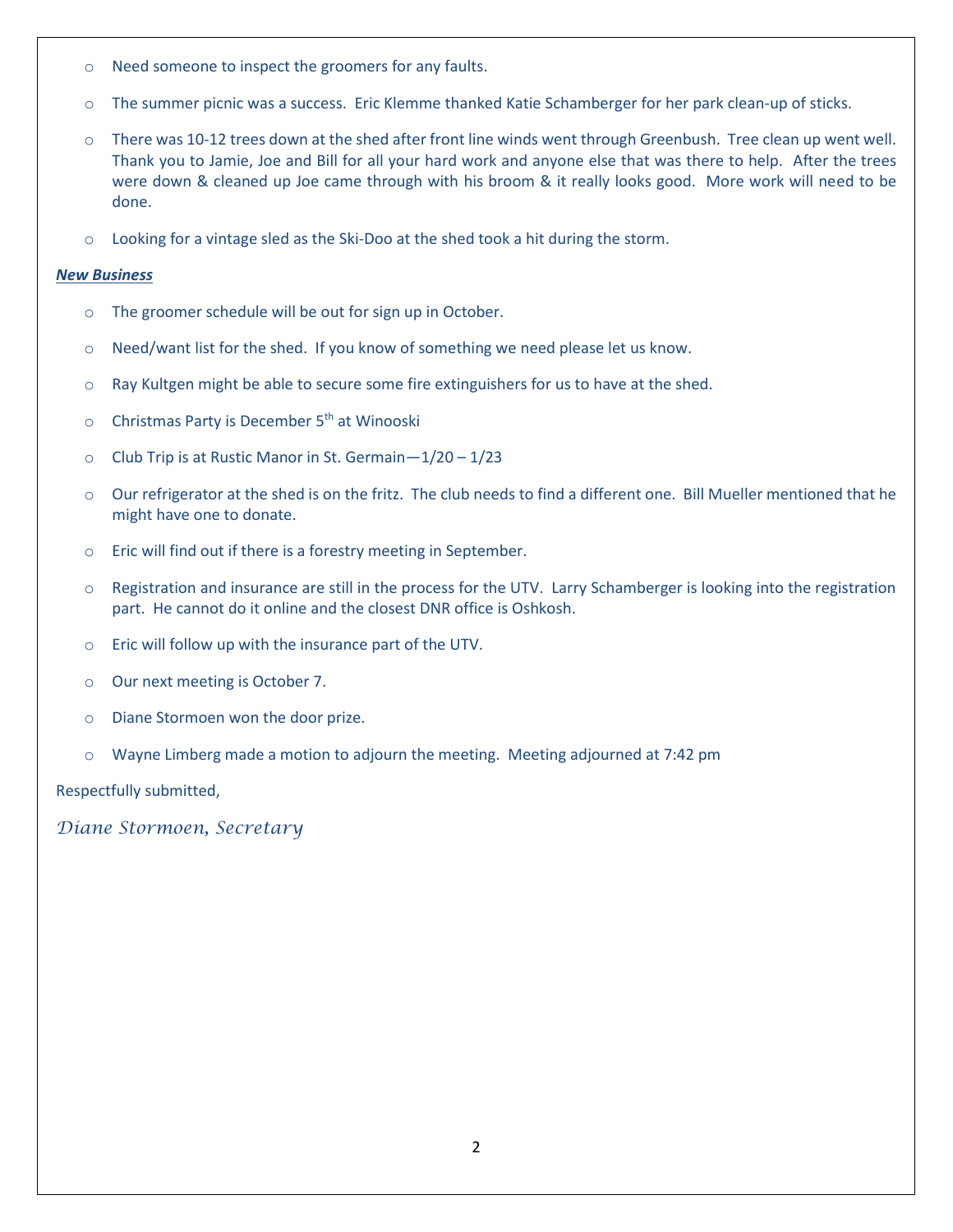- Need someone to inspect the groomers for any faults.
- The summer picnic was a success. Eric Klemme thanked Katie Schamberger for her park clean-up of sticks.
- There was 10-12 trees down at the shed after front line winds went through Greenbush. Tree clean up went well. Thank you to Jamie, Joe and Bill for all your hard work and anyone else that was there to help. After the trees were down & cleaned up Joe came through with his broom & it really looks good. More work will need to be done.
- Looking for a vintage sled as the Ski-Doo at the shed took a hit during the storm.

***New Business***

- The groomer schedule will be out for sign up in October.
- Need/want list for the shed. If you know of something we need please let us know.
- Ray Kultgen might be able to secure some fire extinguishers for us to have at the shed.
- Christmas Party is December 5th at Winooski
- Club Trip is at Rustic Manor in St. Germain—1/20 – 1/23
- Our refrigerator at the shed is on the fritz. The club needs to find a different one. Bill Mueller mentioned that he might have one to donate.
- Eric will find out if there is a forestry meeting in September.
- Registration and insurance are still in the process for the UTV. Larry Schamberger is looking into the registration part. He cannot do it online and the closest DNR office is Oshkosh.
- Eric will follow up with the insurance part of the UTV.
- Our next meeting is October 7.
- Diane Stormoen won the door prize.
- Wayne Limberg made a motion to adjourn the meeting. Meeting adjourned at 7:42 pm

Respectfully submitted,

*Diane Stormoen, Secretary*